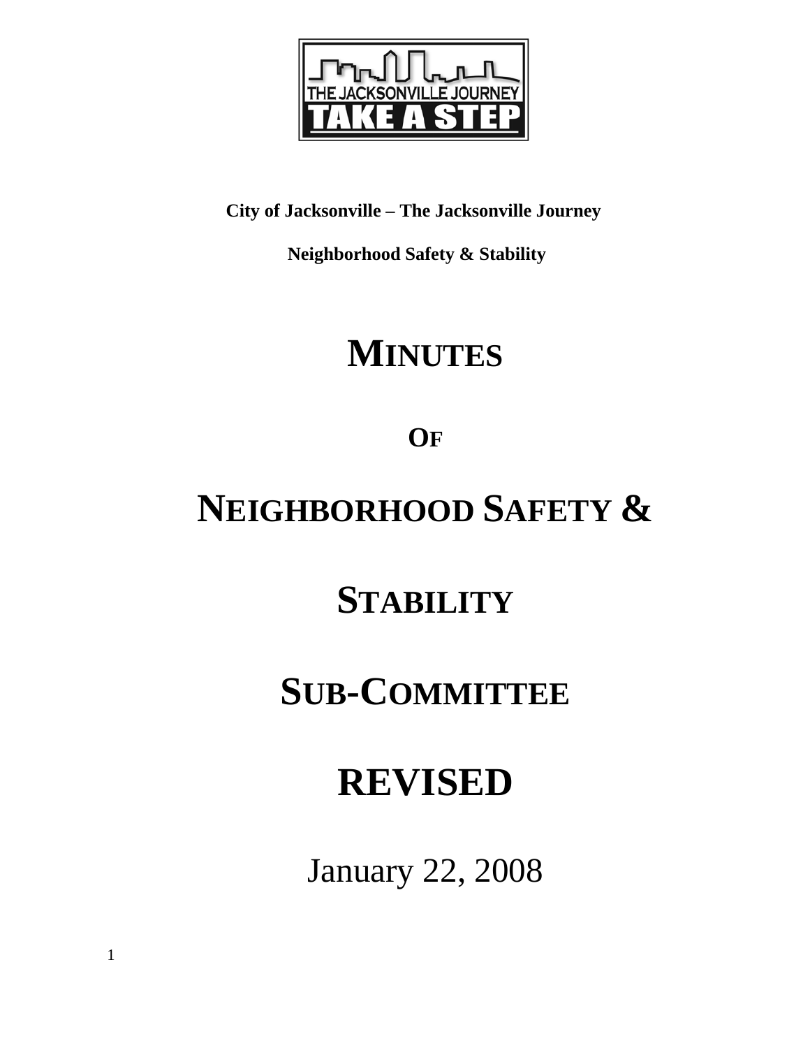**City of Jacksonville – The Jacksonville Journey**

**Neighborhood Safety & Stability**

# MINUTES

## OF

# NEIGHBORHOOD SAFETY &

# STABILITY

# SUB-COMMITTEE

# REVISED

January 22, 2008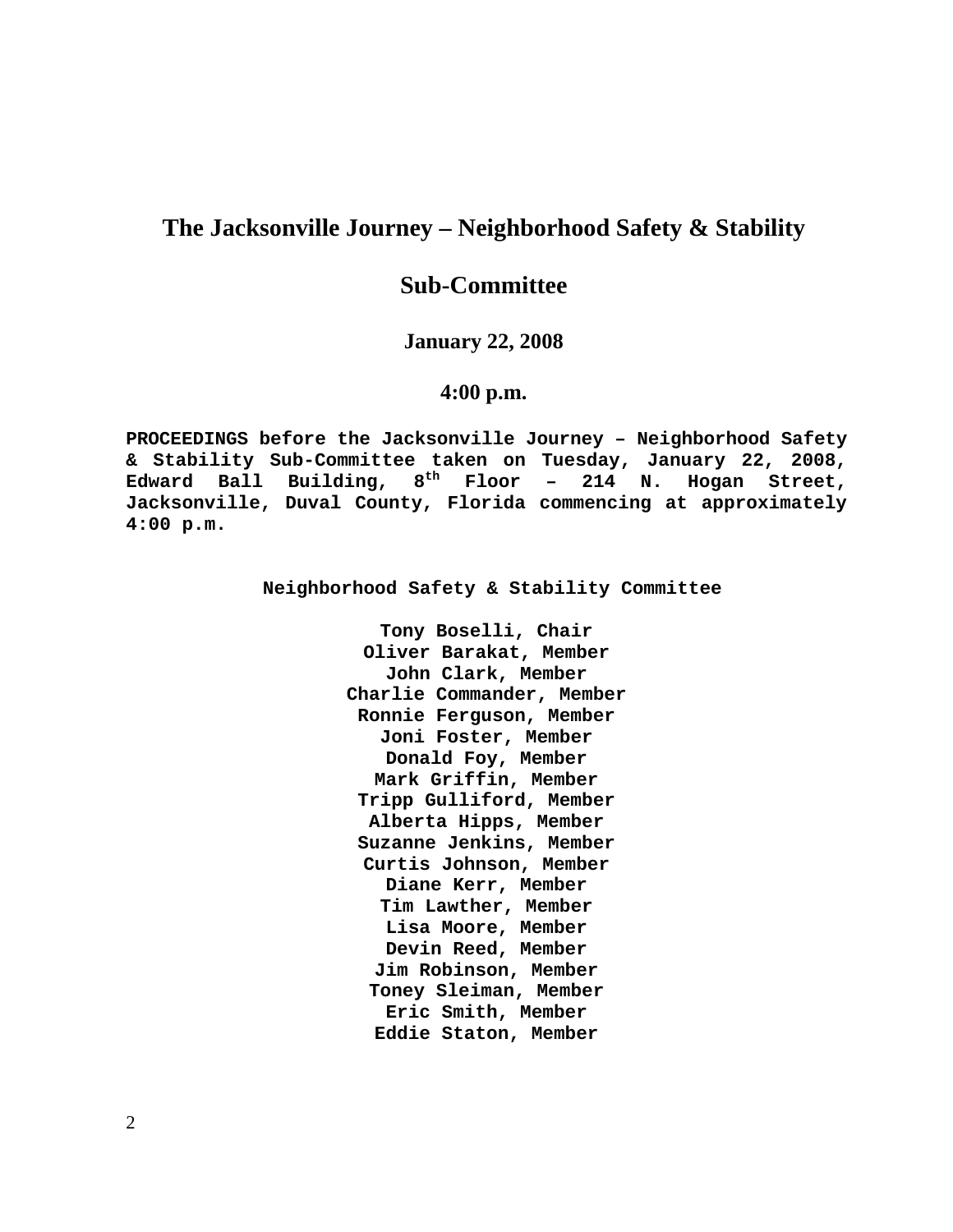# The Jacksonville Journey – Neighborhood Safety & Stability

# Sub-Committee

### January 22, 2008

### 4:00 p.m.

**PROCEEDINGS before the Jacksonville Journey – Neighborhood Safety & Stability Sub-Committee taken on Tuesday, January 22, 2008, Edward Ball Building, 8th Floor – 214 N. Hogan Street, Jacksonville, Duval County, Florida commencing at approximately 4:00 p.m.**

**Neighborhood Safety & Stability Committee**

**Tony Boselli, Chair**
**Oliver Barakat, Member**
**John Clark, Member**
**Charlie Commander, Member**
**Ronnie Ferguson, Member**
**Joni Foster, Member**
**Donald Foy, Member**
**Mark Griffin, Member**
**Tripp Gulliford, Member**
**Alberta Hipps, Member**
**Suzanne Jenkins, Member**
**Curtis Johnson, Member**
**Diane Kerr, Member**
**Tim Lawther, Member**
**Lisa Moore, Member**
**Devin Reed, Member**
**Jim Robinson, Member**
**Toney Sleiman, Member**
**Eric Smith, Member**
**Eddie Staton, Member**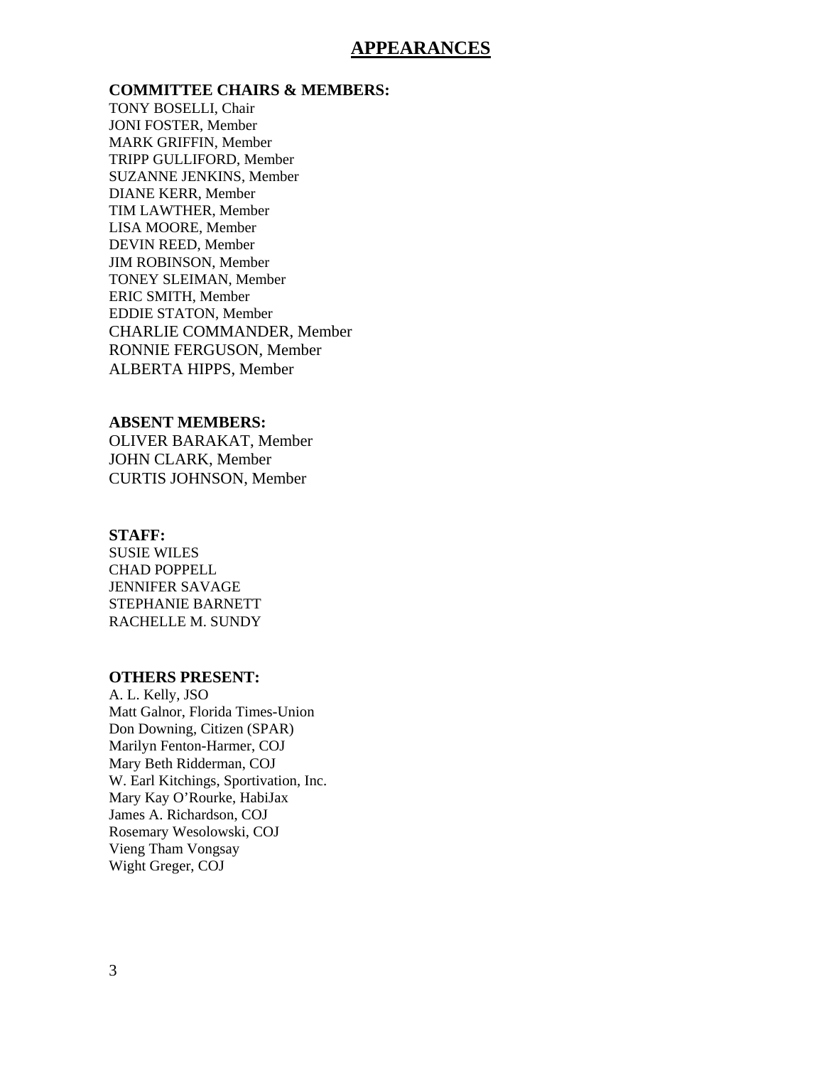# APPEARANCES

**COMMITTEE CHAIRS & MEMBERS:**

TONY BOSELLI, Chair
JONI FOSTER, Member
MARK GRIFFIN, Member
TRIPP GULLIFORD, Member
SUZANNE JENKINS, Member
DIANE KERR, Member
TIM LAWTHER, Member
LISA MOORE, Member
DEVIN REED, Member
JIM ROBINSON, Member
TONEY SLEIMAN, Member
ERIC SMITH, Member
EDDIE STATON, Member
CHARLIE COMMANDER, Member
RONNIE FERGUSON, Member
ALBERTA HIPPS, Member

**ABSENT MEMBERS:**

OLIVER BARAKAT, Member
JOHN CLARK, Member
CURTIS JOHNSON, Member

**STAFF:**

SUSIE WILES
CHAD POPPELL
JENNIFER SAVAGE
STEPHANIE BARNETT
RACHELLE M. SUNDY

**OTHERS PRESENT:**

A. L. Kelly, JSO
Matt Galnor, Florida Times-Union
Don Downing, Citizen (SPAR)
Marilyn Fenton-Harmer, COJ
Mary Beth Ridderman, COJ
W. Earl Kitchings, Sportivation, Inc.
Mary Kay O'Rourke, HabiJax
James A. Richardson, COJ
Rosemary Wesolowski, COJ
Vieng Tham Vongsay
Wight Greger, COJ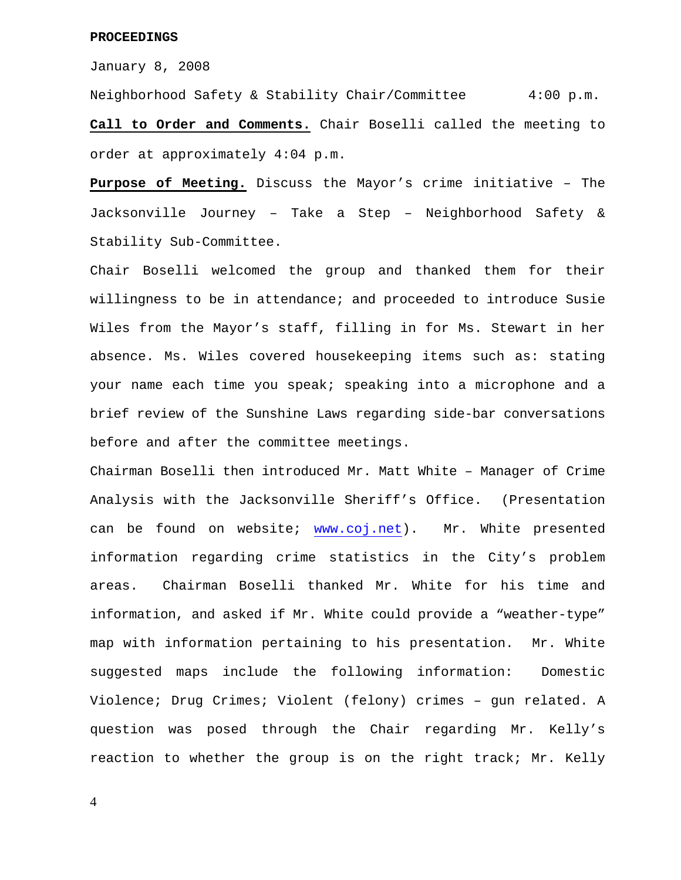**PROCEEDINGS**

January 8, 2008

Neighborhood Safety & Stability Chair/Committee 4:00 p.m.

**Call to Order and Comments.** Chair Boselli called the meeting to order at approximately 4:04 p.m.

**Purpose of Meeting.** Discuss the Mayor's crime initiative – The Jacksonville Journey – Take a Step – Neighborhood Safety & Stability Sub-Committee.

Chair Boselli welcomed the group and thanked them for their willingness to be in attendance; and proceeded to introduce Susie Wiles from the Mayor's staff, filling in for Ms. Stewart in her absence. Ms. Wiles covered housekeeping items such as: stating your name each time you speak; speaking into a microphone and a brief review of the Sunshine Laws regarding side-bar conversations before and after the committee meetings.

Chairman Boselli then introduced Mr. Matt White – Manager of Crime Analysis with the Jacksonville Sheriff's Office. (Presentation can be found on website; www.coj.net). Mr. White presented information regarding crime statistics in the City's problem areas. Chairman Boselli thanked Mr. White for his time and information, and asked if Mr. White could provide a "weather-type" map with information pertaining to his presentation. Mr. White suggested maps include the following information: Domestic Violence; Drug Crimes; Violent (felony) crimes – gun related. A question was posed through the Chair regarding Mr. Kelly's reaction to whether the group is on the right track; Mr. Kelly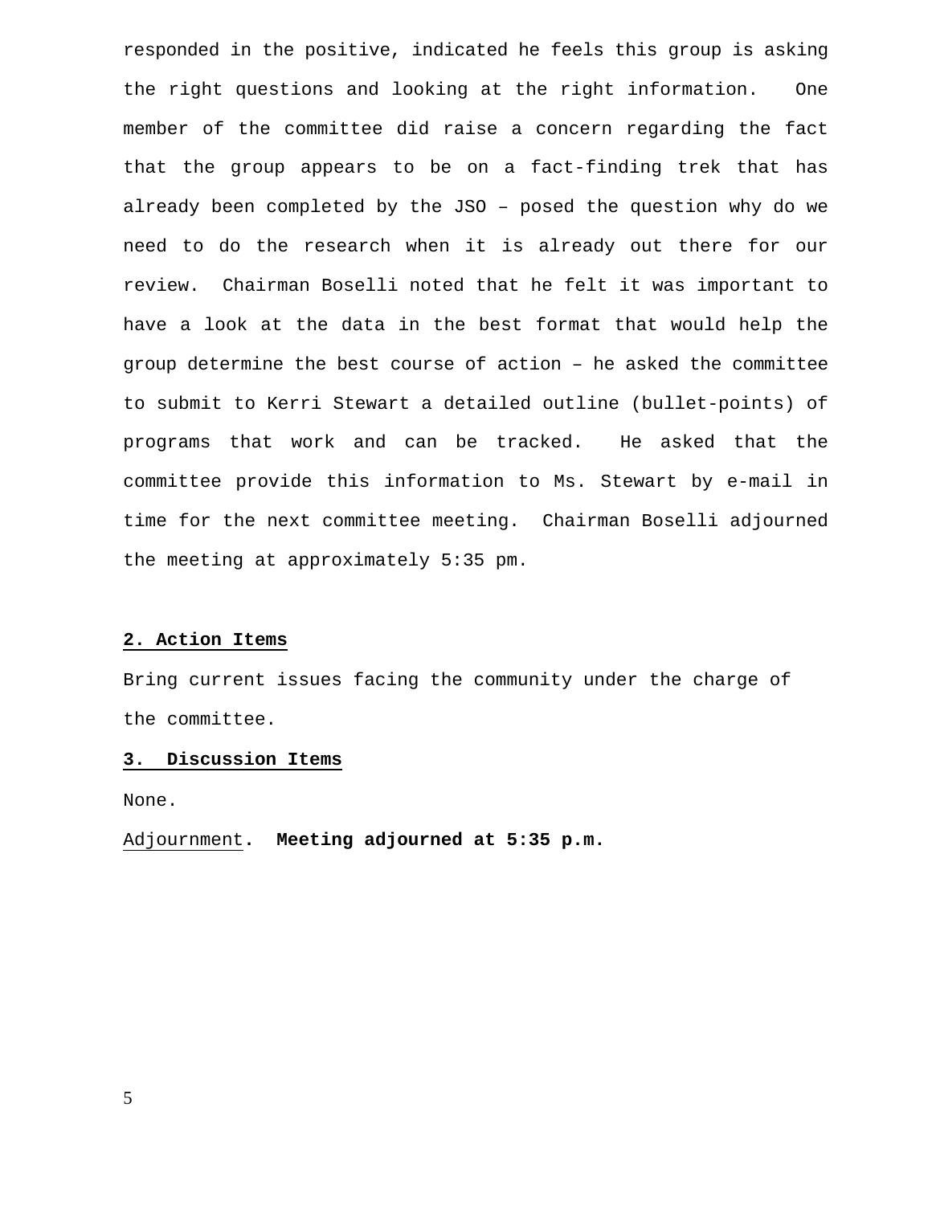responded in the positive, indicated he feels this group is asking the right questions and looking at the right information. One member of the committee did raise a concern regarding the fact that the group appears to be on a fact-finding trek that has already been completed by the JSO – posed the question why do we need to do the research when it is already out there for our review. Chairman Boselli noted that he felt it was important to have a look at the data in the best format that would help the group determine the best course of action – he asked the committee to submit to Kerri Stewart a detailed outline (bullet-points) of programs that work and can be tracked. He asked that the committee provide this information to Ms. Stewart by e-mail in time for the next committee meeting. Chairman Boselli adjourned the meeting at approximately 5:35 pm.

**2. Action Items**

Bring current issues facing the community under the charge of the committee.

**3. Discussion Items**

None.

Adjournment. **Meeting adjourned at 5:35 p.m.**